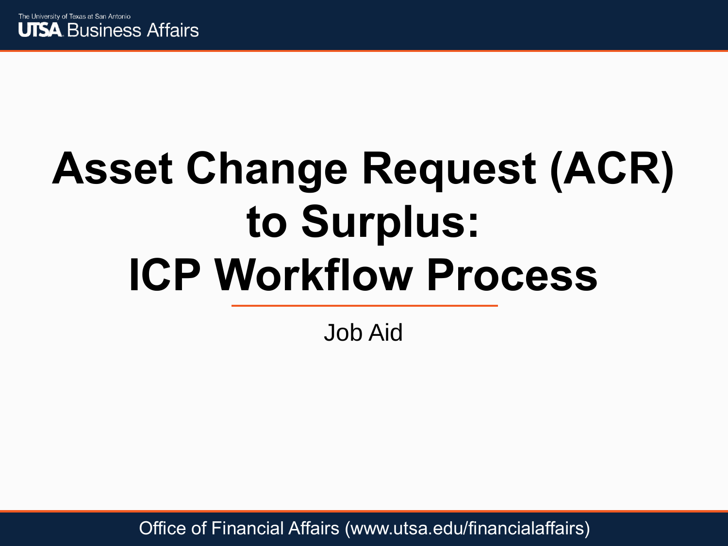The University of Texas at San Antonio
UTSA Business Affairs

# Asset Change Request (ACR) to Surplus: ICP Workflow Process

Job Aid

Office of Financial Affairs (www.utsa.edu/financialaffairs)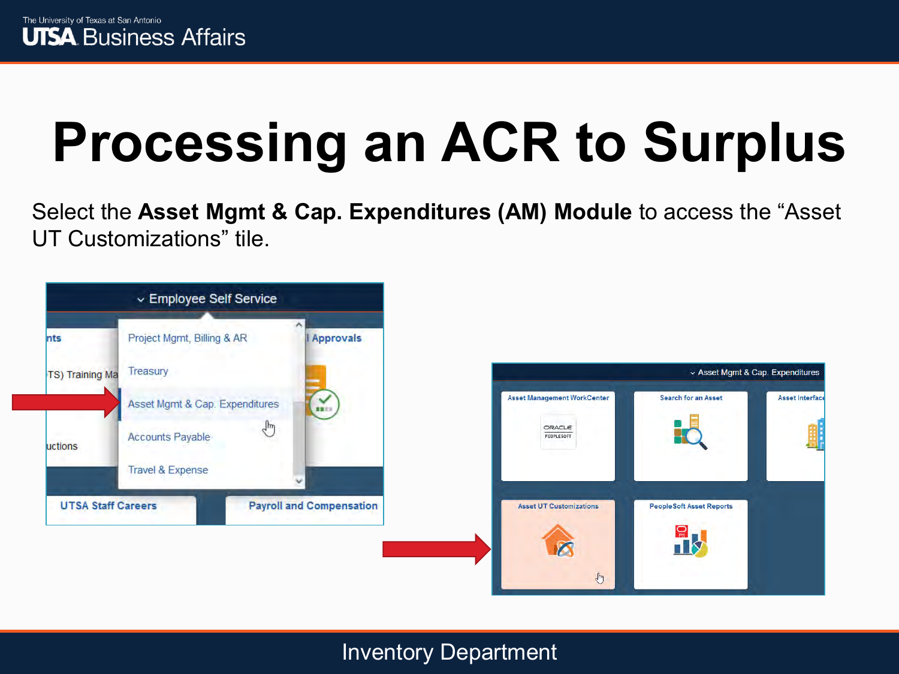# Processing an ACR to Surplus

Select the **Asset Mgmt & Cap. Expenditures (AM) Module** to access the "Asset UT Customizations" tile.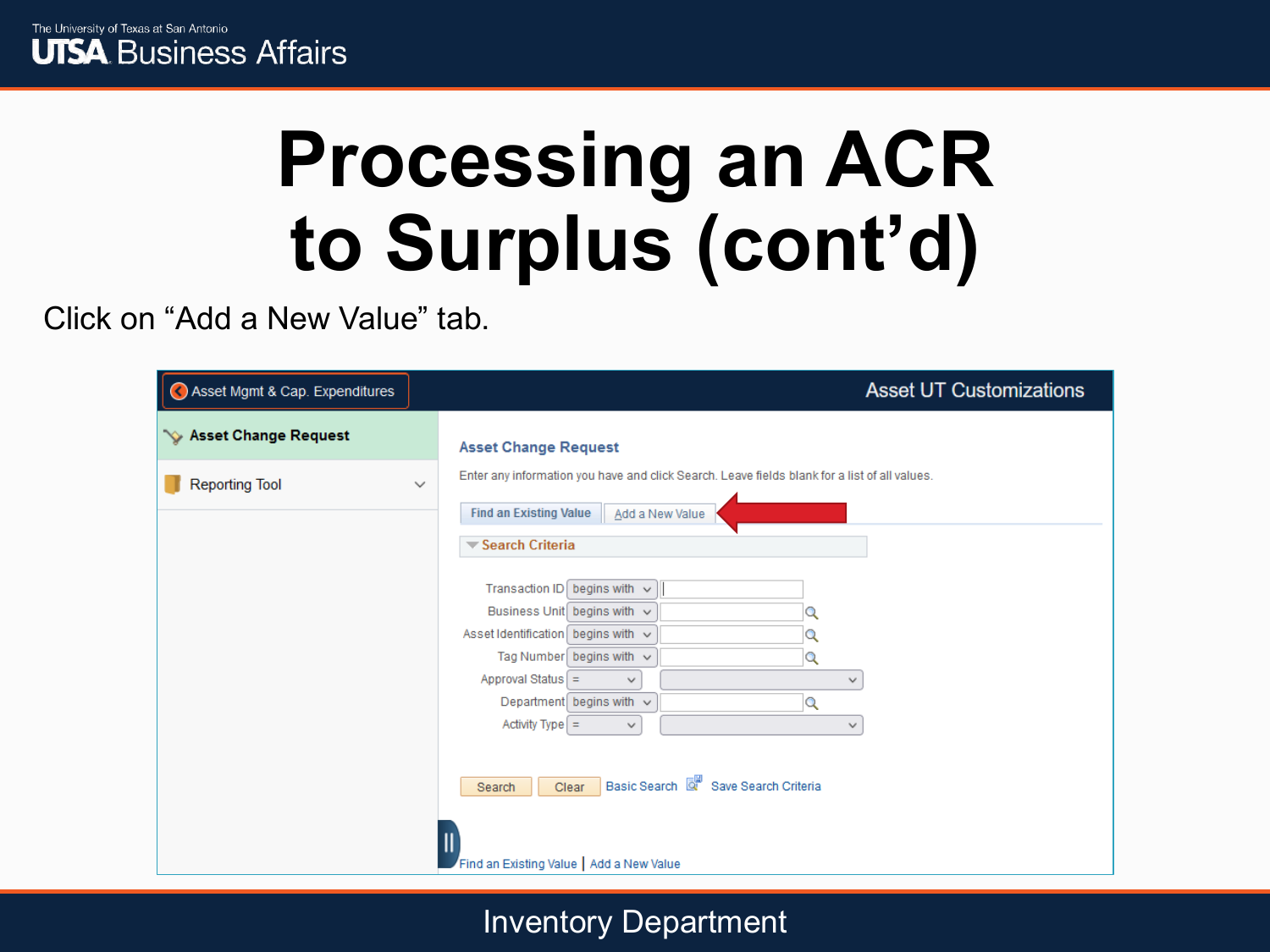# Processing an ACR to Surplus (cont'd)

Click on "Add a New Value" tab.

Asset Mgmt & Cap. Expenditures

Asset UT Customizations

Asset Change Request

Reporting Tool

## Asset Change Request

Enter any information you have and click Search. Leave fields blank for a list of all values.

Find an Existing Value | Add a New Value

**Search Criteria**

| Field | Operator | Value |
|---|---|---|
| Transaction ID | begins with | |
| Business Unit | begins with | |
| Asset Identification | begins with | |
| Tag Number | begins with | |
| Approval Status | = | |
| Department | begins with | |
| Activity Type | = | |

Search | Clear | Basic Search | Save Search Criteria

Find an Existing Value | Add a New Value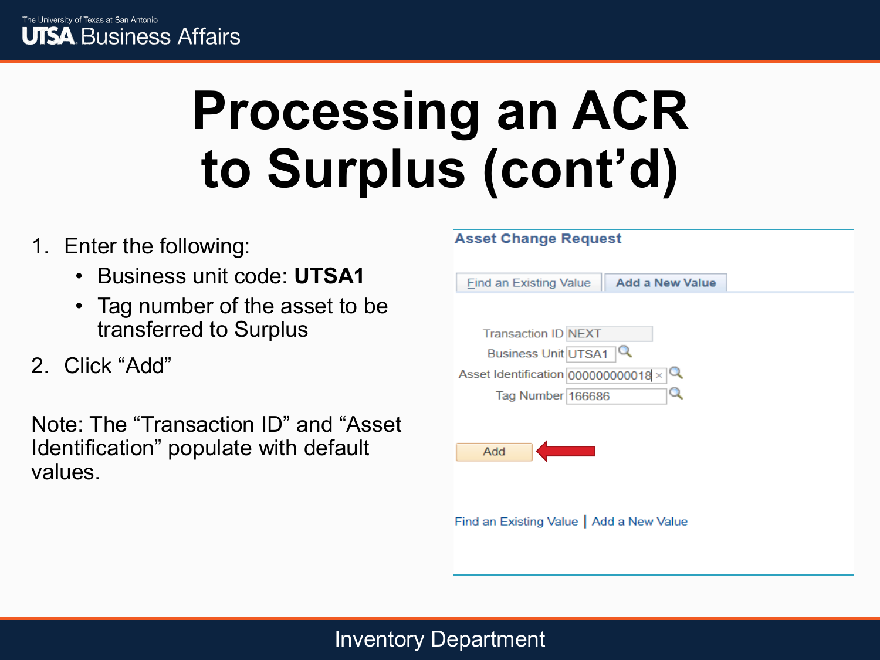# Processing an ACR to Surplus (cont'd)

1. Enter the following:
   - Business unit code: **UTSA1**
   - Tag number of the asset to be transferred to Surplus
2. Click "Add"

Note: The "Transaction ID" and "Asset Identification" populate with default values.

**Asset Change Request**

Find an Existing Value | **Add a New Value**

Transaction ID: NEXT

Business Unit: UTSA1

Asset Identification: 000000000018

Tag Number: 166686

Add

Find an Existing Value | Add a New Value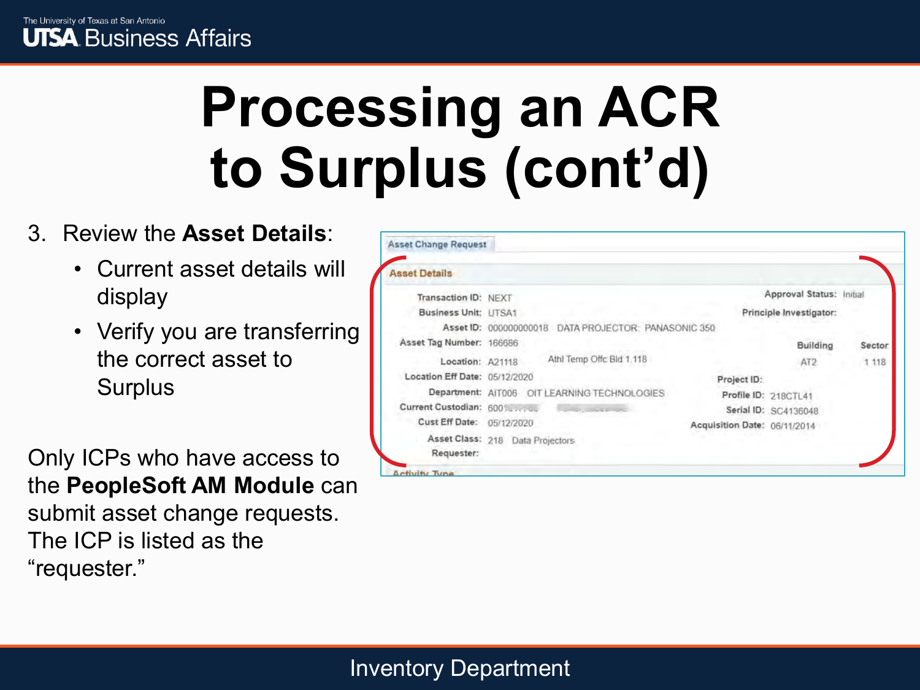# Processing an ACR to Surplus (cont'd)

3. Review the **Asset Details**:
   - Current asset details will display
   - Verify you are transferring the correct asset to Surplus

Only ICPs who have access to the **PeopleSoft AM Module** can submit asset change requests. The ICP is listed as the "requester."

Asset Change Request

**Asset Details**

Transaction ID: NEXT
Business Unit: UTSA1
Asset ID: 000000000018 DATA PROJECTOR: PANASONIC 350
Asset Tag Number: 166686
Location: A21118 Athl Temp Offc Bld 1.118
Location Eff Date: 05/12/2020
Department: AIT006 OIT LEARNING TECHNOLOGIES
Current Custodian: 600
Cust Eff Date: 05/12/2020
Asset Class: 218 Data Projectors
Requester:

Approval Status: Initial
Principle Investigator:

| Building | Sector |
| --- | --- |
| AT2 | 1.118 |

Project ID:
Profile ID: 218CTL41
Serial ID: SC4136048
Acquisition Date: 06/11/2014

Activity Type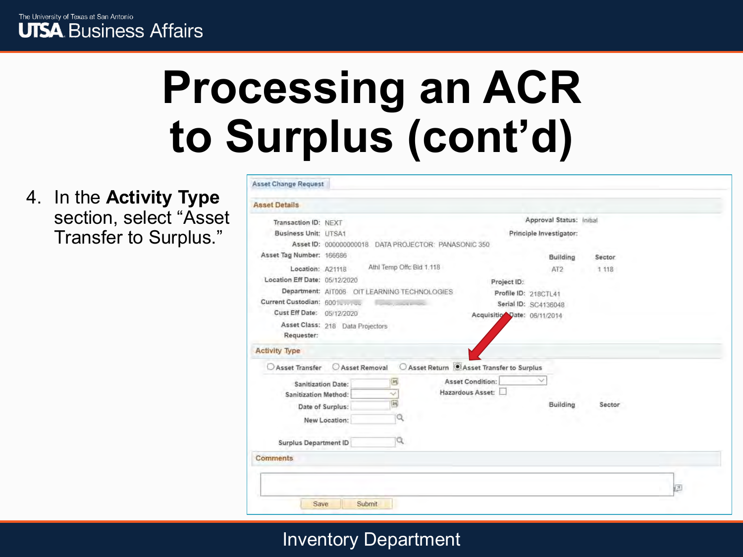# Processing an ACR to Surplus (cont'd)

4. In the **Activity Type** section, select "Asset Transfer to Surplus."

Asset Change Request

**Asset Details**

Transaction ID: NEXT
Business Unit: UTSA1
Asset ID: 000000000018 DATA PROJECTOR: PANASONIC 350
Asset Tag Number: 166686
Location: A21118 Athl Temp Offc Bld 1.118
Location Eff Date: 05/12/2020
Department: AIT006 OIT LEARNING TECHNOLOGIES
Current Custodian: 600
Cust Eff Date: 05/12/2020
Asset Class: 218 Data Projectors
Requester:

Approval Status: Initial
Principle Investigator:
Building: AT2
Sector: 1 118
Project ID:
Profile ID: 218CTL41
Serial ID: SC4136048
Acquisition Date: 06/11/2014

**Activity Type**

○ Asset Transfer ○ Asset Removal ○ Asset Return ◉ Asset Transfer to Surplus

Sanitization Date:
Sanitization Method:
Date of Surplus:
New Location:
Surplus Department ID

Asset Condition:
Hazardous Asset:
Building
Sector

**Comments**

Save | Submit

Inventory Department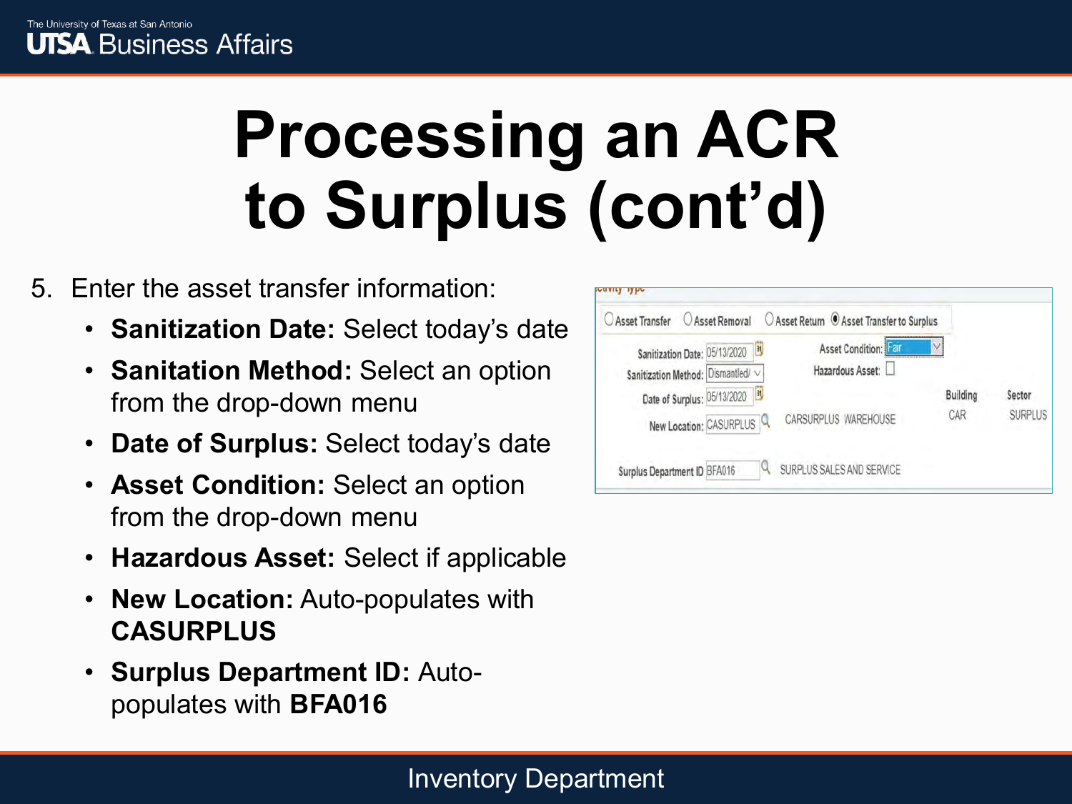# Processing an ACR to Surplus (cont'd)

5. Enter the asset transfer information:
   - **Sanitization Date:** Select today's date
   - **Sanitation Method:** Select an option from the drop-down menu
   - **Date of Surplus:** Select today's date
   - **Asset Condition:** Select an option from the drop-down menu
   - **Hazardous Asset:** Select if applicable
   - **New Location:** Auto-populates with **CASURPLUS**
   - **Surplus Department ID:** Auto-populates with **BFA016**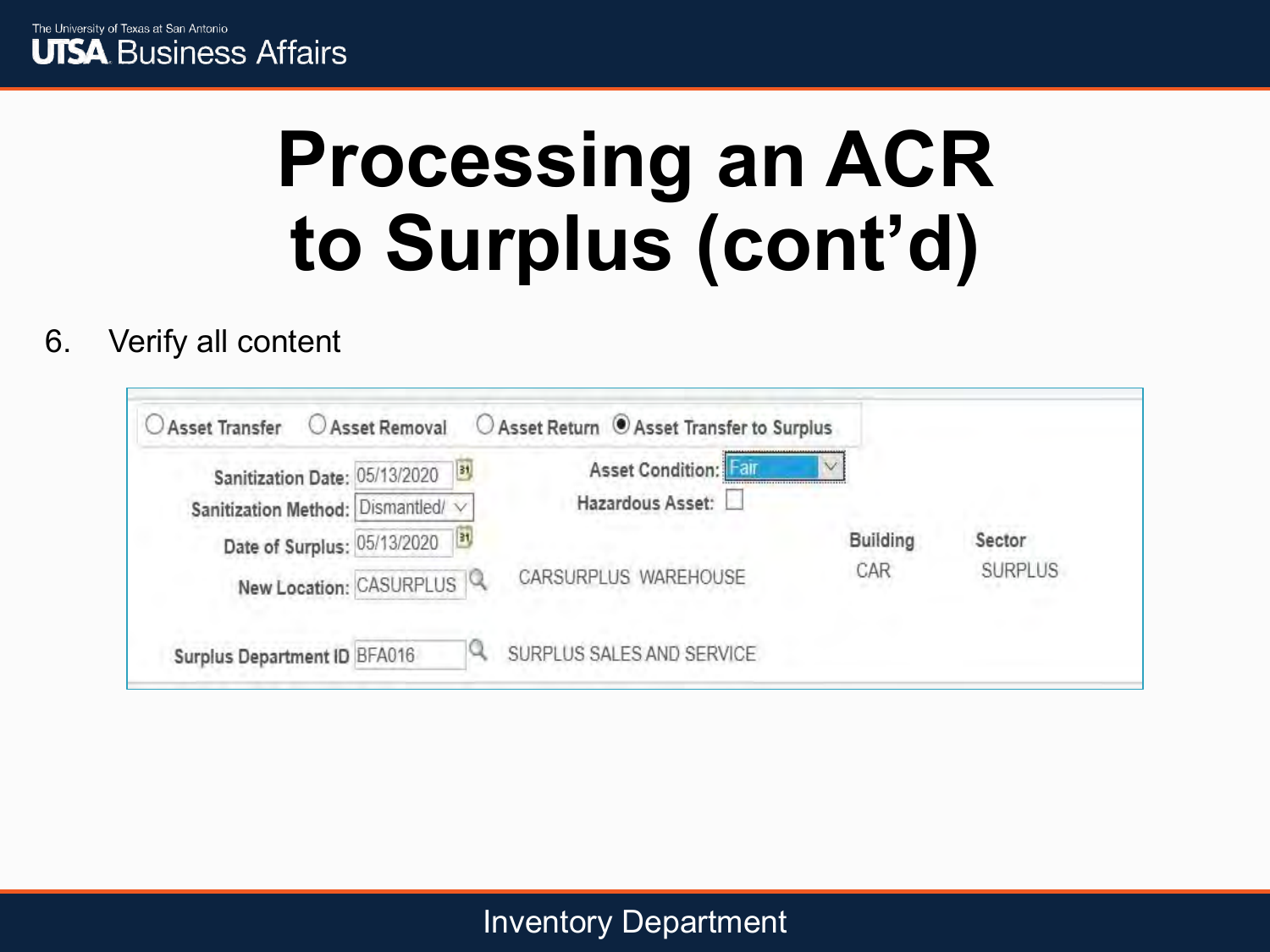# Processing an ACR to Surplus (cont'd)

6. Verify all content

○ Asset Transfer ○ Asset Removal ○ Asset Return ◉ Asset Transfer to Surplus

Sanitization Date: 05/13/2020

Sanitization Method: Dismantled/

Date of Surplus: 05/13/2020

New Location: CASURPLUS CARSURPLUS WAREHOUSE

Asset Condition: Fair

Hazardous Asset: ☐

| Building | Sector |
| --- | --- |
| CAR | SURPLUS |

Surplus Department ID BFA016 SURPLUS SALES AND SERVICE

Inventory Department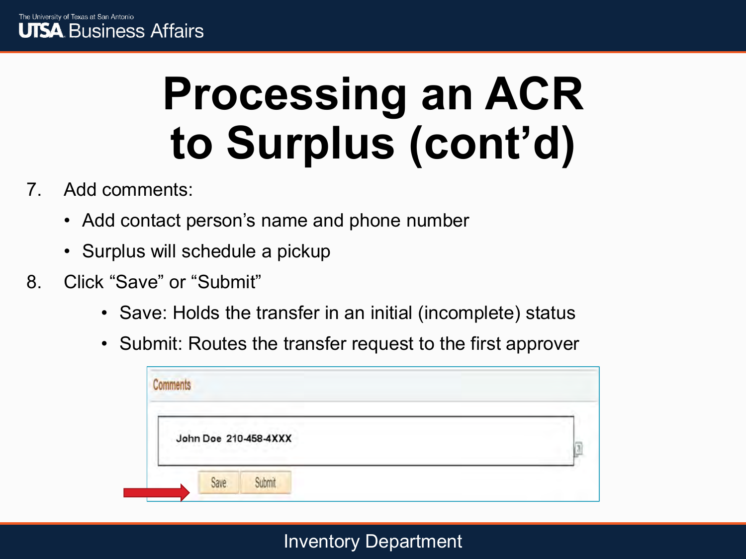# Processing an ACR to Surplus (cont'd)

7. Add comments:
   - Add contact person's name and phone number
   - Surplus will schedule a pickup
8. Click "Save" or "Submit"
   - Save: Holds the transfer in an initial (incomplete) status
   - Submit: Routes the transfer request to the first approver

Comments

John Doe 210-458-4XXX

Save Submit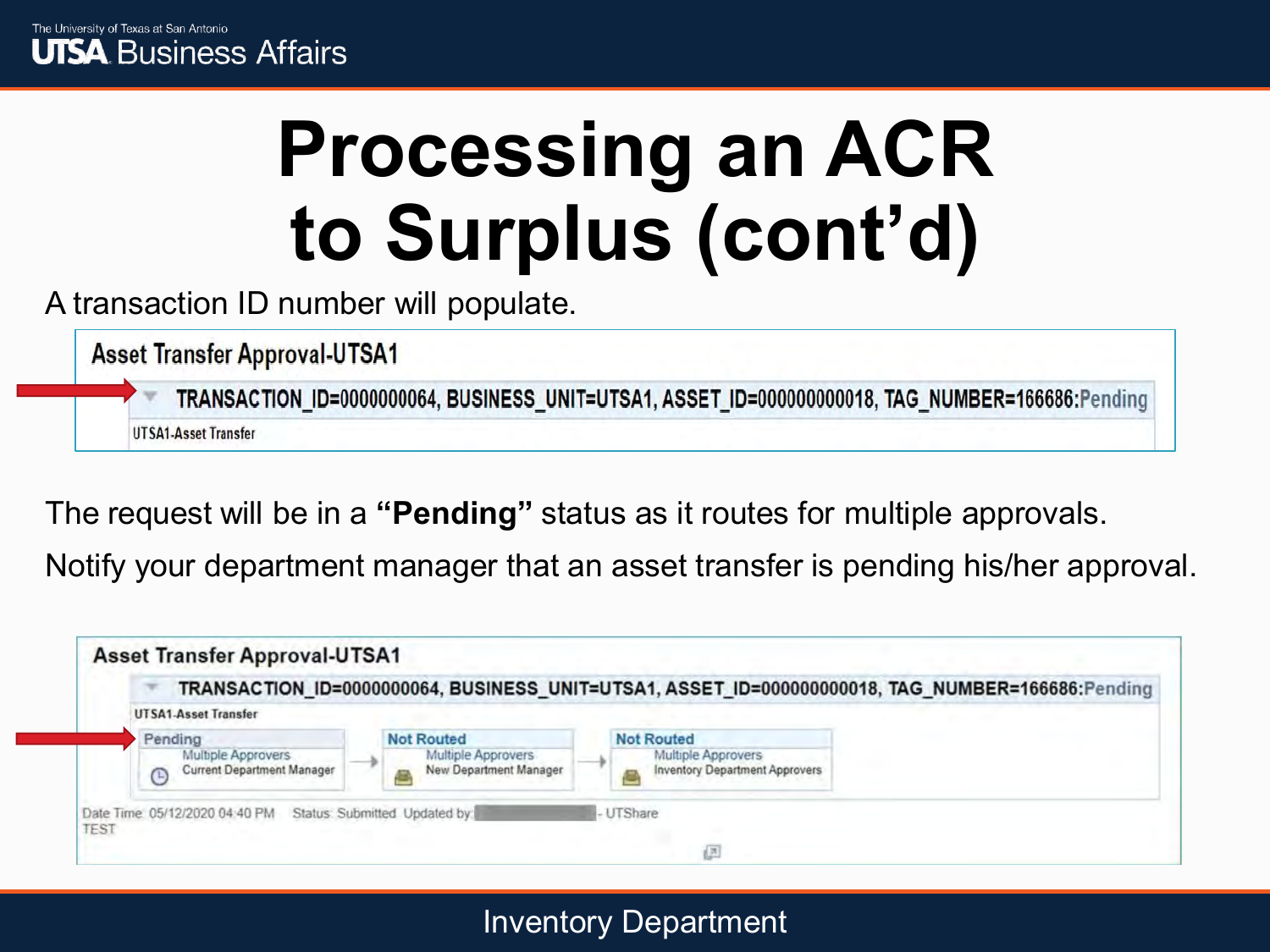# Processing an ACR to Surplus (cont'd)

A transaction ID number will populate.

Asset Transfer Approval-UTSA1

TRANSACTION_ID=0000000064, BUSINESS_UNIT=UTSA1, ASSET_ID=000000000018, TAG_NUMBER=166686:Pending

UTSA1-Asset Transfer

The request will be in a **"Pending"** status as it routes for multiple approvals.

Notify your department manager that an asset transfer is pending his/her approval.

Asset Transfer Approval-UTSA1

TRANSACTION_ID=0000000064, BUSINESS_UNIT=UTSA1, ASSET_ID=000000000018, TAG_NUMBER=166686:Pending

UTSA1-Asset Transfer

Pending
Multiple Approvers
Current Department Manager

Not Routed
Multiple Approvers
New Department Manager

Not Routed
Multiple Approvers
Inventory Department Approvers

Date Time 05/12/2020 04:40 PM Status Submitted Updated by - UTShare
TEST

Inventory Department